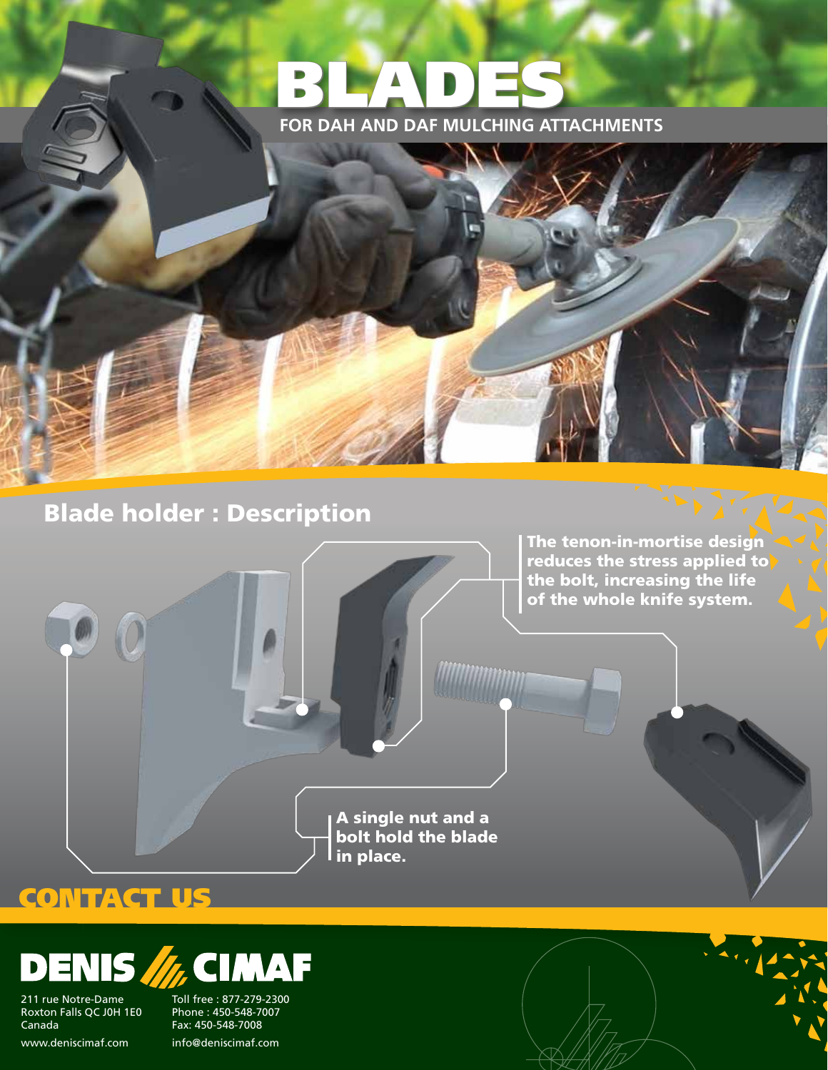# BLADES

FOR DAH AND DAF MULCHING ATTACHMENTS

## Blade holder : Description

**The tenon-in-mortise design reduces the stress applied to the bolt, increasing the life of the whole knife system.**

**A single nut and a bolt hold the blade in place.**

## CONTACT US

DENIS CIMAF

211 rue Notre-Dame
Roxton Falls QC J0H 1E0
Canada

www.deniscimaf.com

Toll free : 877-279-2300
Phone : 450-548-7007
Fax: 450-548-7008

info@deniscimaf.com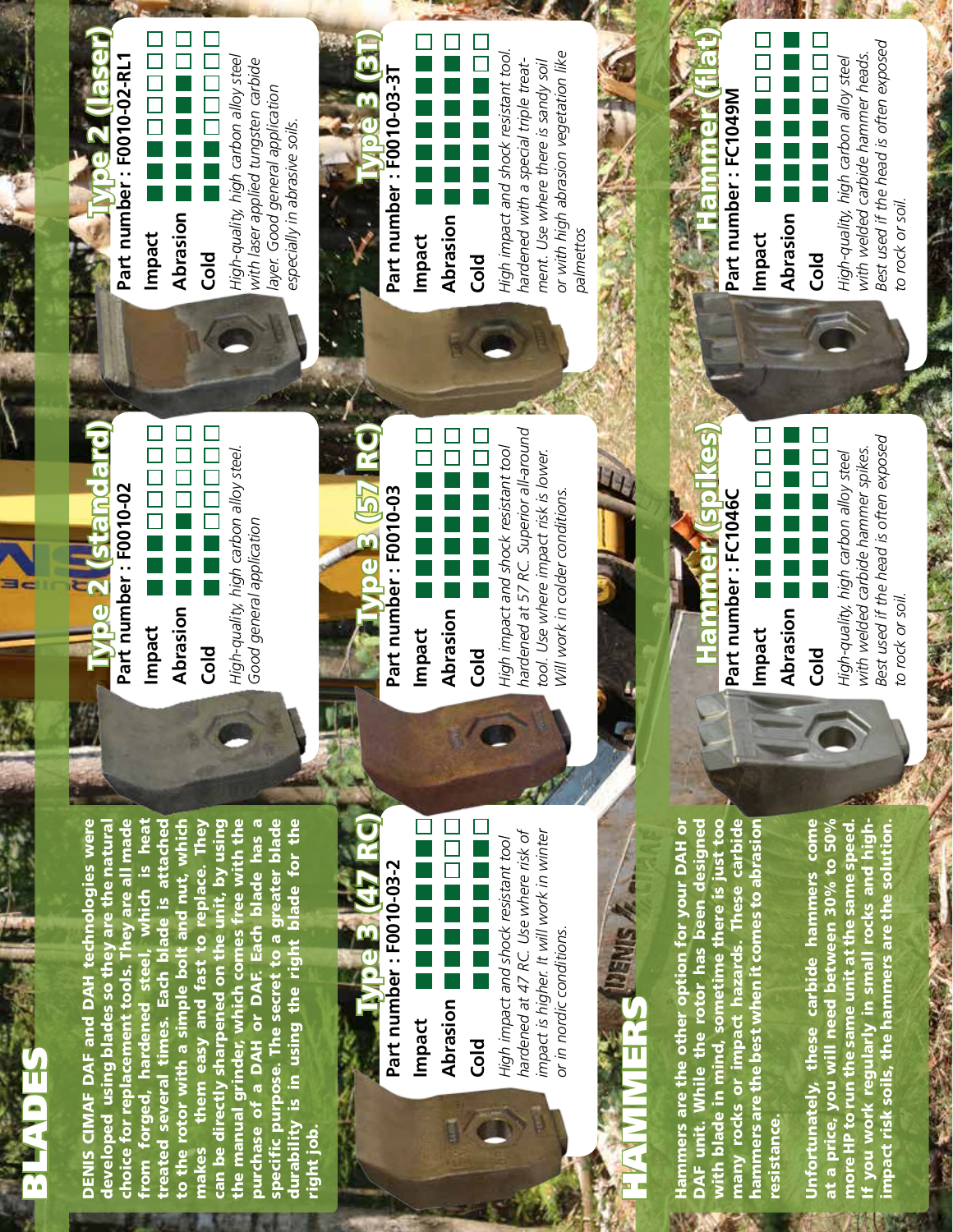# BLADES

**DENIS CIMAF DAF and DAH technologies were developed using blades so they are the natural choice for replacement tools. They are all made from forged, hardened steel, which is heat treated several times. Each blade is attached to the rotor with a simple bolt and nut, which makes them easy and fast to replace. They can be directly sharpened on the unit, by using the manual grinder, which comes free with the purchase of a DAH or DAF. Each blade has a specific purpose. The secret to a greater blade durability is in using the right blade for the right job.**

## Type 3 (47 RC)

**Part number : F0010-03-2**

- Impact
- Abrasion
- Cold

*High impact and shock resistant tool hardened at 47 RC. Use where risk of impact is higher. It will work in winter or in nordic conditions.*

## Type 2 (standard)

**Part number : F0010-02**

- Impact
- Abrasion
- Cold

*High-quality, high carbon alloy steel. Good general application*

## Type 2 (laser)

**Part number : F0010-02-RL1**

- Impact
- Abrasion
- Cold

*High-quality, high carbon alloy steel with laser applied tungsten carbide layer. Good general application especially in abrasive soils.*

## Type 3 (57 RC)

**Part number : F0010-03**

- Impact
- Abrasion
- Cold

*High impact and shock resistant tool hardened at 57 RC. Superior all-around tool. Use where impact risk is lower. Will work in colder conditions.*

## Type 3 (3T)

**Part number : F0010-03-3T**

- Impact
- Abrasion
- Cold

*High impact and shock resistant tool. hardened with a special triple treatment. Use where there is sandy soil or with high abrasion vegetation like palmettos*

# HAMMERS

**Hammers are the other option for your DAH or DAF unit. While the rotor has been designed with blade in mind, sometime there is just too many rocks or impact hazards. These carbide hammers are the best when it comes to abrasion resistance.**

**Unfortunately, these carbide hammers come at a price, you will need between 30% to 50% more HP to run the same unit at the same speed. If you work regularly in small rocks and high-impact risk soils, the hammers are the solution.**

## Hammer (spikes)

**Part number : FC1046C**

- Impact
- Abrasion
- Cold

*High-quality, high carbon alloy steel with welded carbide hammer spikes. Best used if the head is often exposed to rock or soil.*

## Hammer (flat)

**Part number : FC1049M**

- Impact
- Abrasion
- Cold

*High-quality, high carbon alloy steel with welded carbide hammer heads. Best used if the head is often exposed to rock or soil.*